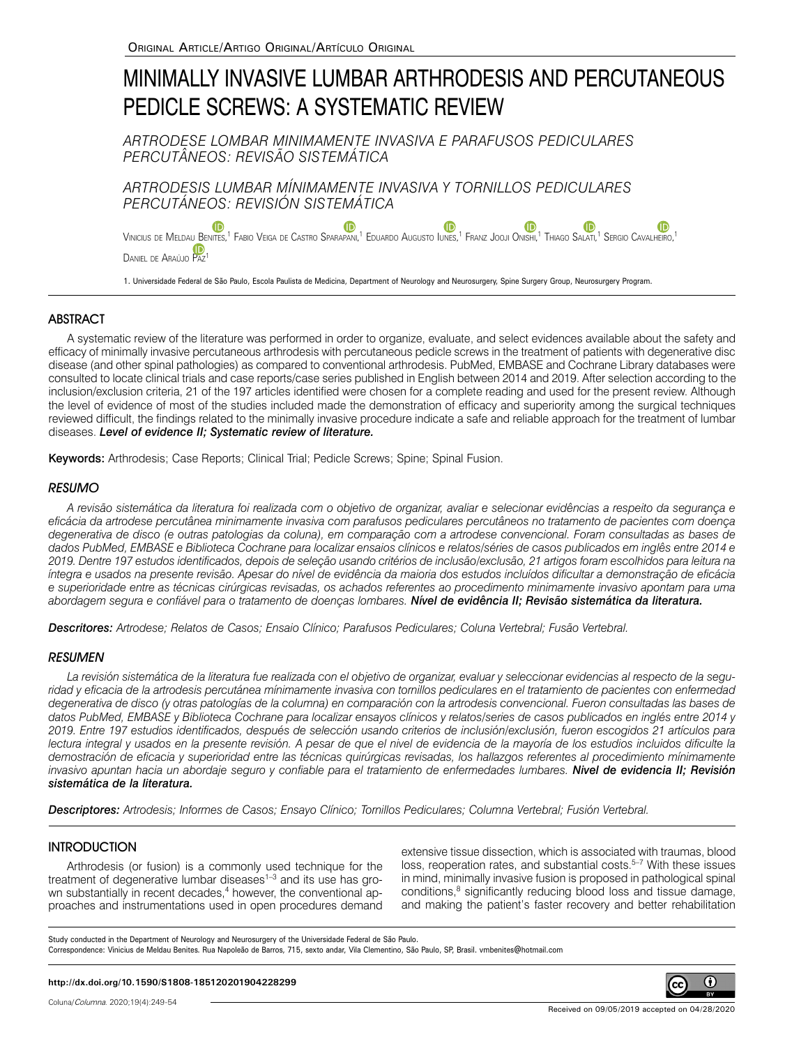Original Article/Artigo Original/Artículo Original

# MINIMALLY INVASIVE LUMBAR ARTHRODESIS AND PERCUTANEOUS PEDICLE SCREWS: A SYSTEMATIC REVIEW

*ARTRODESE LOMBAR MINIMAMENTE INVASIVA E PARAFUSOS PEDICULARES PERCUTÂNEOS: REVISÃO SISTEMÁTICA*

*ARTRODESIS LUMBAR MÍNIMAMENTE INVASIVA Y TORNILLOS PEDICULARES PERCUTÁNEOS: REVISIÓN SISTEMÁTICA*

Vinicius de Meldau Benites,[1] Fabio Veiga de Castro Sparapani,[1] Eduardo Augusto Iunes,[1] Franz Jooji Onishi,[1] Thiago Salati,[1] Sergio Cavalheiro,[1] Daniel de Araújo Paz[1]

1. Universidade Federal de São Paulo, Escola Paulista de Medicina, Department of Neurology and Neurosurgery, Spine Surgery Group, Neurosurgery Program.

## ABSTRACT

A systematic review of the literature was performed in order to organize, evaluate, and select evidences available about the safety and efficacy of minimally invasive percutaneous arthrodesis with percutaneous pedicle screws in the treatment of patients with degenerative disc disease (and other spinal pathologies) as compared to conventional arthrodesis. PubMed, EMBASE and Cochrane Library databases were consulted to locate clinical trials and case reports/case series published in English between 2014 and 2019. After selection according to the inclusion/exclusion criteria, 21 of the 197 articles identified were chosen for a complete reading and used for the present review. Although the level of evidence of most of the studies included made the demonstration of efficacy and superiority among the surgical techniques reviewed difficult, the findings related to the minimally invasive procedure indicate a safe and reliable approach for the treatment of lumbar diseases. ***Level of evidence II; Systematic review of literature.***

**Keywords:** Arthrodesis; Case Reports; Clinical Trial; Pedicle Screws; Spine; Spinal Fusion.

## *RESUMO*

*A revisão sistemática da literatura foi realizada com o objetivo de organizar, avaliar e selecionar evidências a respeito da segurança e eficácia da artrodese percutânea minimamente invasiva com parafusos pediculares percutâneos no tratamento de pacientes com doença degenerativa de disco (e outras patologias da coluna), em comparação com a artrodese convencional. Foram consultadas as bases de dados PubMed, EMBASE e Biblioteca Cochrane para localizar ensaios clínicos e relatos/séries de casos publicados em inglês entre 2014 e 2019. Dentre 197 estudos identificados, depois de seleção usando critérios de inclusão/exclusão, 21 artigos foram escolhidos para leitura na íntegra e usados na presente revisão. Apesar do nível de evidência da maioria dos estudos incluídos dificultar a demonstração de eficácia e superioridade entre as técnicas cirúrgicas revisadas, os achados referentes ao procedimento minimamente invasivo apontam para uma abordagem segura e confiável para o tratamento de doenças lombares.* ***Nível de evidência II; Revisão sistemática da literatura.***

***Descritores:*** *Artrodese; Relatos de Casos; Ensaio Clínico; Parafusos Pediculares; Coluna Vertebral; Fusão Vertebral.*

## *RESUMEN*

*La revisión sistemática de la literatura fue realizada con el objetivo de organizar, evaluar y seleccionar evidencias al respecto de la seguridad y eficacia de la artrodesis percutánea mínimamente invasiva con tornillos pediculares en el tratamiento de pacientes con enfermedad degenerativa de disco (y otras patologías de la columna) en comparación con la artrodesis convencional. Fueron consultadas las bases de datos PubMed, EMBASE y Biblioteca Cochrane para localizar ensayos clínicos y relatos/series de casos publicados en inglés entre 2014 y 2019. Entre 197 estudios identificados, después de selección usando criterios de inclusión/exclusión, fueron escogidos 21 artículos para lectura integral y usados en la presente revisión. A pesar de que el nivel de evidencia de la mayoría de los estudios incluidos dificulte la demostración de eficacia y superioridad entre las técnicas quirúrgicas revisadas, los hallazgos referentes al procedimiento mínimamente invasivo apuntan hacia un abordaje seguro y confiable para el tratamiento de enfermedades lumbares.* ***Nivel de evidencia II; Revisión sistemática de la literatura.***

***Descriptores:*** *Artrodesis; Informes de Casos; Ensayo Clínico; Tornillos Pediculares; Columna Vertebral; Fusión Vertebral.*

## INTRODUCTION

Arthrodesis (or fusion) is a commonly used technique for the treatment of degenerative lumbar diseases[1–3] and its use has grown substantially in recent decades,[4] however, the conventional approaches and instrumentations used in open procedures demand extensive tissue dissection, which is associated with traumas, blood loss, reoperation rates, and substantial costs.[5–7] With these issues in mind, minimally invasive fusion is proposed in pathological spinal conditions,[8] significantly reducing blood loss and tissue damage, and making the patient's faster recovery and better rehabilitation

Study conducted in the Department of Neurology and Neurosurgery of the Universidade Federal de São Paulo.
Correspondence: Vinicius de Meldau Benites. Rua Napoleão de Barros, 715, sexto andar, Vila Clementino, São Paulo, SP, Brasil. vmbenites@hotmail.com

**http://dx.doi.org/10.1590/S1808-185120201904228299**

Received on 09/05/2019 accepted on 04/28/2020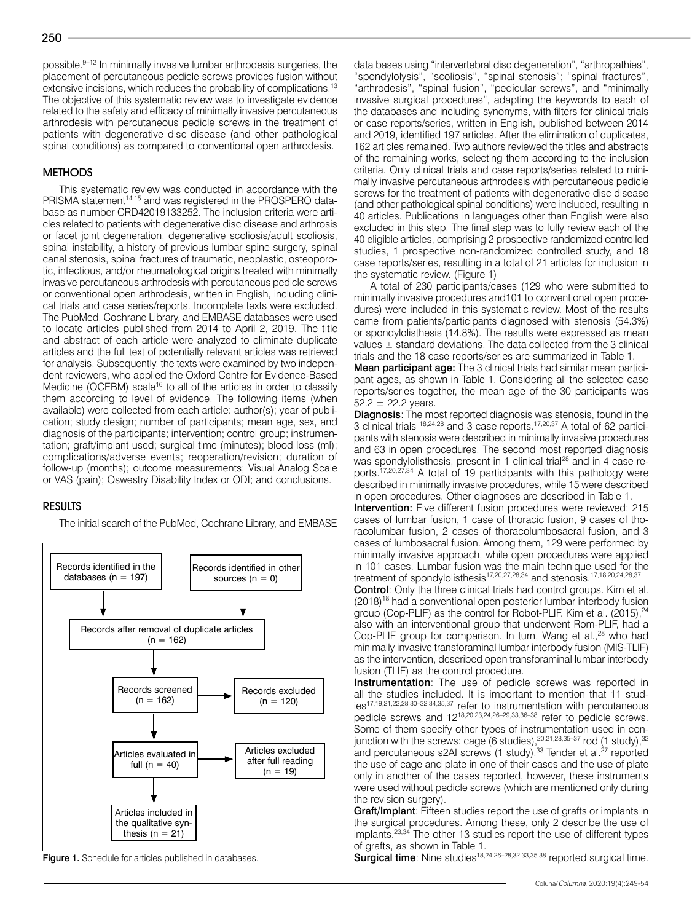possible.[9–12] In minimally invasive lumbar arthrodesis surgeries, the placement of percutaneous pedicle screws provides fusion without extensive incisions, which reduces the probability of complications.[13] The objective of this systematic review was to investigate evidence related to the safety and efficacy of minimally invasive percutaneous arthrodesis with percutaneous pedicle screws in the treatment of patients with degenerative disc disease (and other pathological spinal conditions) as compared to conventional open arthrodesis.

## METHODS

This systematic review was conducted in accordance with the PRISMA statement[14,15] and was registered in the PROSPERO database as number CRD42019133252. The inclusion criteria were articles related to patients with degenerative disc disease and arthrosis or facet joint degeneration, degenerative scoliosis/adult scoliosis, spinal instability, a history of previous lumbar spine surgery, spinal canal stenosis, spinal fractures of traumatic, neoplastic, osteoporotic, infectious, and/or rheumatological origins treated with minimally invasive percutaneous arthrodesis with percutaneous pedicle screws or conventional open arthrodesis, written in English, including clinical trials and case series/reports. Incomplete texts were excluded. The PubMed, Cochrane Library, and EMBASE databases were used to locate articles published from 2014 to April 2, 2019. The title and abstract of each article were analyzed to eliminate duplicate articles and the full text of potentially relevant articles was retrieved for analysis. Subsequently, the texts were examined by two independent reviewers, who applied the Oxford Centre for Evidence-Based Medicine (OCEBM) scale[16] to all of the articles in order to classify them according to level of evidence. The following items (when available) were collected from each article: author(s); year of publication; study design; number of participants; mean age, sex, and diagnosis of the participants; intervention; control group; instrumentation; graft/implant used; surgical time (minutes); blood loss (ml); complications/adverse events; reoperation/revision; duration of follow-up (months); outcome measurements; Visual Analog Scale or VAS (pain); Oswestry Disability Index or ODI; and conclusions.

## RESULTS

The initial search of the PubMed, Cochrane Library, and EMBASE data bases using "intervertebral disc degeneration", "arthropathies", "spondylolysis", "scoliosis", "spinal stenosis"; "spinal fractures", "arthrodesis", "spinal fusion", "pedicular screws", and "minimally invasive surgical procedures", adapting the keywords to each of the databases and including synonyms, with filters for clinical trials or case reports/series, written in English, published between 2014 and 2019, identified 197 articles. After the elimination of duplicates, 162 articles remained. Two authors reviewed the titles and abstracts of the remaining works, selecting them according to the inclusion criteria. Only clinical trials and case reports/series related to minimally invasive percutaneous arthrodesis with percutaneous pedicle screws for the treatment of patients with degenerative disc disease (and other pathological spinal conditions) were included, resulting in 40 articles. Publications in languages other than English were also excluded in this step. The final step was to fully review each of the 40 eligible articles, comprising 2 prospective randomized controlled studies, 1 prospective non-randomized controlled study, and 18 case reports/series, resulting in a total of 21 articles for inclusion in the systematic review. (Figure 1)

Records identified in the databases (n = 197)
Records identified in other sources (n = 0)
Records after removal of duplicate articles (n = 162)
Records screened (n = 162) → Records excluded (n = 120)
Articles evaluated in full (n = 40) → Articles excluded after full reading (n = 19)
Articles included in the qualitative synthesis (n = 21)

**Figure 1.** Schedule for articles published in databases.

A total of 230 participants/cases (129 who were submitted to minimally invasive procedures and101 to conventional open procedures) were included in this systematic review. Most of the results came from patients/participants diagnosed with stenosis (54.3%) or spondylolisthesis (14.8%). The results were expressed as mean values ± standard deviations. The data collected from the 3 clinical trials and the 18 case reports/series are summarized in Table 1.

**Mean participant age:** The 3 clinical trials had similar mean participant ages, as shown in Table 1. Considering all the selected case reports/series together, the mean age of the 30 participants was 52.2 ± 22.2 years.

**Diagnosis**: The most reported diagnosis was stenosis, found in the 3 clinical trials [18,24,28] and 3 case reports.[17,20,37] A total of 62 participants with stenosis were described in minimally invasive procedures and 63 in open procedures. The second most reported diagnosis was spondylolisthesis, present in 1 clinical trial[28] and in 4 case reports.[17,20,27,34] A total of 19 participants with this pathology were described in minimally invasive procedures, while 15 were described in open procedures. Other diagnoses are described in Table 1.

**Intervention:** Five different fusion procedures were reviewed: 215 cases of lumbar fusion, 1 case of thoracic fusion, 9 cases of thoracolumbar fusion, 2 cases of thoracolumbosacral fusion, and 3 cases of lumbosacral fusion. Among them, 129 were performed by minimally invasive approach, while open procedures were applied in 101 cases. Lumbar fusion was the main technique used for the treatment of spondylolisthesis[17,20,27,28,34] and stenosis.[17,18,20,24,28,37]

**Control**: Only the three clinical trials had control groups. Kim et al. (2018)[18] had a conventional open posterior lumbar interbody fusion group (Cop-PLIF) as the control for Robot-PLIF. Kim et al. (2015),[24] also with an interventional group that underwent Rom-PLIF, had a Cop-PLIF group for comparison. In turn, Wang et al.,[28] who had minimally invasive transforaminal lumbar interbody fusion (MIS-TLIF) as the intervention, described open transforaminal lumbar interbody fusion (TLIF) as the control procedure.

**Instrumentation**: The use of pedicle screws was reported in all the studies included. It is important to mention that 11 studies[17,19,21,22,28,30–32,34,35,37] refer to instrumentation with percutaneous pedicle screws and 12[18,20,23,24,26–29,33,36–38] refer to pedicle screws. Some of them specify other types of instrumentation used in conjunction with the screws: cage (6 studies),[20,21,28,35–37] rod (1 study),[32] and percutaneous s2AI screws (1 study).[33] Tender et al.[27] reported the use of cage and plate in one of their cases and the use of plate only in another of the cases reported, however, these instruments were used without pedicle screws (which are mentioned only during the revision surgery).

**Graft/Implant**: Fifteen studies report the use of grafts or implants in the surgical procedures. Among these, only 2 describe the use of implants.[23,34] The other 13 studies report the use of different types of grafts, as shown in Table 1.

**Surgical time**: Nine studies[18,24,26–28,32,33,35,38] reported surgical time.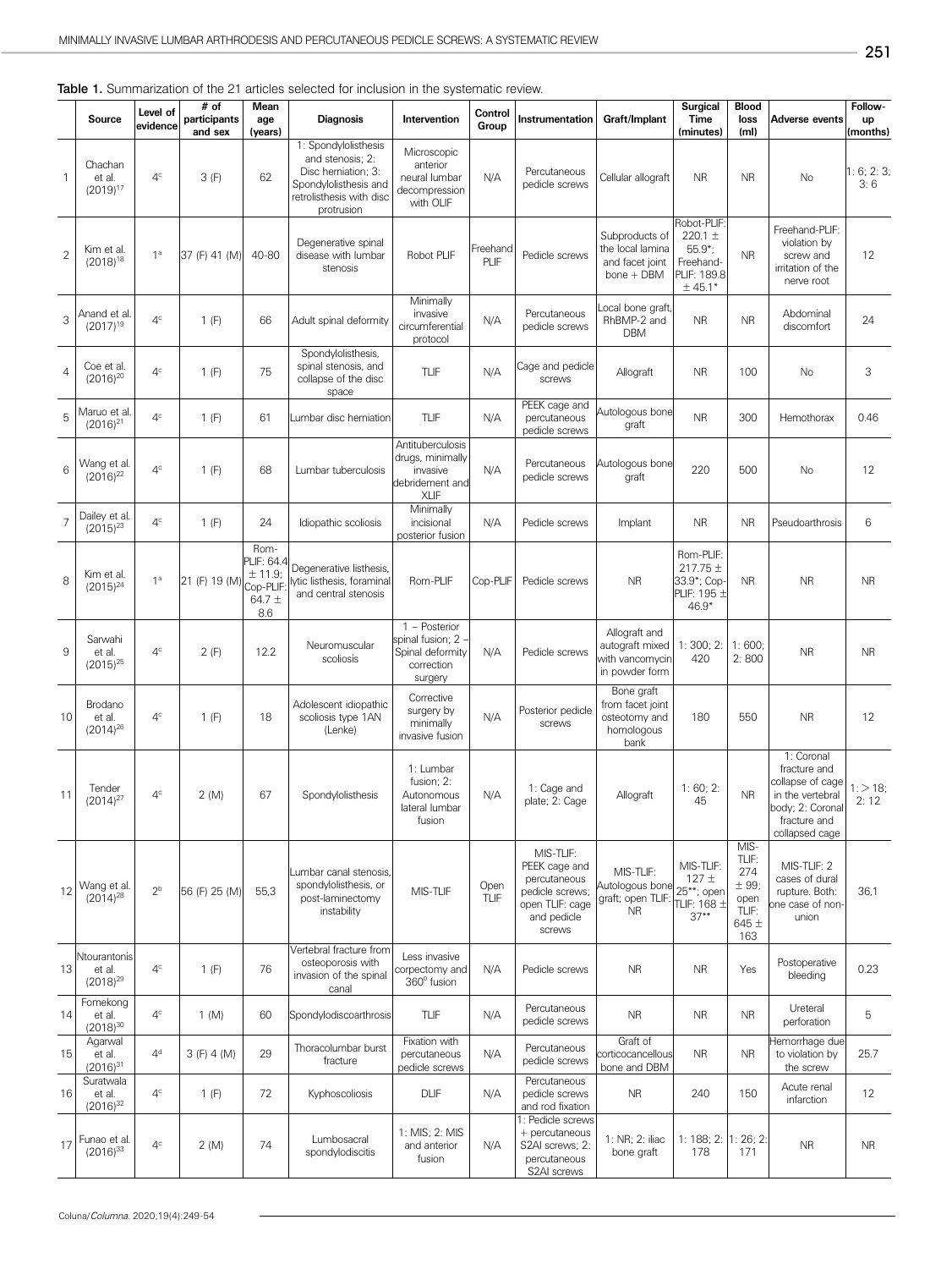**Table 1.** Summarization of the 21 articles selected for inclusion in the systematic review.

| | Source | Level of evidence | # of participants and sex | Mean age (years) | Diagnosis | Intervention | Control Group | Instrumentation | Graft/Implant | Surgical Time (minutes) | Blood loss (ml) | Adverse events | Follow-up (months) |
|---|---|---|---|---|---|---|---|---|---|---|---|---|---|
| 1 | Chachan et al. (2019)[17] | 4[c] | 3 (F) | 62 | 1: Spondylolisthesis and stenosis; 2: Disc herniation; 3: Spondylolisthesis and retrolisthesis with disc protrusion | Microscopic anterior neural lumbar decompression with OLIF | N/A | Percutaneous pedicle screws | Cellular allograft | NR | NR | No | 1: 6; 2: 3; 3: 6 |
| 2 | Kim et al. (2018)[18] | 1[a] | 37 (F) 41 (M) | 40-80 | Degenerative spinal disease with lumbar stenosis | Robot PLIF | Freehand PLIF | Pedicle screws | Subproducts of the local lamina and facet joint bone + DBM | Robot-PLIF: 220.1 ± 55.9*; Freehand-PLIF: 189.8 ± 45.1* | NR | Freehand-PLIF: violation by screw and irritation of the nerve root | 12 |
| 3 | Anand et al. (2017)[19] | 4[c] | 1 (F) | 66 | Adult spinal deformity | Minimally invasive circumferential protocol | N/A | Percutaneous pedicle screws | Local bone graft, RhBMP-2 and DBM | NR | NR | Abdominal discomfort | 24 |
| 4 | Coe et al. (2016)[20] | 4[c] | 1 (F) | 75 | Spondylolisthesis, spinal stenosis, and collapse of the disc space | TLIF | N/A | Cage and pedicle screws | Allograft | NR | 100 | No | 3 |
| 5 | Maruo et al. (2016)[21] | 4[c] | 1 (F) | 61 | Lumbar disc herniation | TLIF | N/A | PEEK cage and percutaneous pedicle screws | Autologous bone graft | NR | 300 | Hemothorax | 0.46 |
| 6 | Wang et al. (2016)[22] | 4[c] | 1 (F) | 68 | Lumbar tuberculosis | Antituberculosis drugs, minimally invasive debridement and XLIF | N/A | Percutaneous pedicle screws | Autologous bone graft | 220 | 500 | No | 12 |
| 7 | Dailey et al. (2015)[23] | 4[c] | 1 (F) | 24 | Idiopathic scoliosis | Minimally incisional posterior fusion | N/A | Pedicle screws | Implant | NR | NR | Pseudoarthrosis | 6 |
| 8 | Kim et al. (2015)[24] | 1[a] | 21 (F) 19 (M) | Rom-PLIF: 64.4 ± 11.9; Cop-PLIF: 64.7 ± 8.6 | Degenerative listhesis, lytic listhesis, foraminal and central stenosis | Rom-PLIF | Cop-PLIF | Pedicle screws | NR | Rom-PLIF: 217.75 ± 33.9*; Cop-PLIF: 195 ± 46.9* | NR | NR | NR |
| 9 | Sarwahi et al. (2015)[25] | 4[c] | 2 (F) | 12.2 | Neuromuscular scoliosis | 1 – Posterior spinal fusion; 2 – Spinal deformity correction surgery | N/A | Pedicle screws | Allograft and autograft mixed with vancomycin in powder form | 1: 300; 2: 420 | 1: 600; 2: 800 | NR | NR |
| 10 | Brodano et al. (2014)[26] | 4[c] | 1 (F) | 18 | Adolescent idiopathic scoliosis type 1AN (Lenke) | Corrective surgery by minimally invasive fusion | N/A | Posterior pedicle screws | Bone graft from facet joint osteotomy and homologous bank | 180 | 550 | NR | 12 |
| 11 | Tender (2014)[27] | 4[c] | 2 (M) | 67 | Spondylolisthesis | 1: Lumbar fusion; 2: Autonomous lateral lumbar fusion | N/A | 1: Cage and plate; 2: Cage | Allograft | 1: 60; 2: 45 | NR | 1: Coronal fracture and collapse of cage in the vertebral body; 2: Coronal fracture and collapsed cage | 1: > 18; 2: 12 |
| 12 | Wang et al. (2014)[28] | 2[b] | 56 (F) 25 (M) | 55,3 | Lumbar canal stenosis, spondylolisthesis, or post-laminectomy instability | MIS-TLIF | Open TLIF | MIS-TLIF: PEEK cage and percutaneous pedicle screws; open TLIF: cage and pedicle screws | MIS-TLIF: Autologous bone graft; open TLIF: NR | MIS-TLIF: 127 ± 25**; open TLIF: 168 ± 37** | MIS-TLIF: 274 ± 99; open TLIF: 645 ± 163 | MIS-TLIF: 2 cases of dural rupture. Both: one case of non-union | 36,1 |
| 13 | Ntourantonis et al. (2018)[29] | 4[c] | 1 (F) | 76 | Vertebral fracture from osteoporosis with invasion of the spinal canal | Less invasive corpectomy and 360° fusion | N/A | Pedicle screws | NR | NR | Yes | Postoperative bleeding | 0.23 |
| 14 | Fomekong et al. (2018)[30] | 4[c] | 1 (M) | 60 | Spondylodiscoarthrosis | TLIF | N/A | Percutaneous pedicle screws | NR | NR | NR | Ureteral perforation | 5 |
| 15 | Agarwal et al. (2016)[31] | 4[d] | 3 (F) 4 (M) | 29 | Thoracolumbar burst fracture | Fixation with percutaneous pedicle screws | N/A | Percutaneous pedicle screws | Graft of corticocancellous bone and DBM | NR | NR | Hemorrhage due to violation by the screw | 25.7 |
| 16 | Suratwala et al. (2016)[32] | 4[c] | 1 (F) | 72 | Kyphoscoliosis | DLIF | N/A | Percutaneous pedicle screws and rod fixation | NR | 240 | 150 | Acute renal infarction | 12 |
| 17 | Funao et al. (2016)[33] | 4[c] | 2 (M) | 74 | Lumbosacral spondylodiscitis | 1: MIS; 2: MIS and anterior fusion | N/A | 1: Pedicle screws + percutaneous S2AI screws; 2: percutaneous S2AI screws | 1: NR; 2: iliac bone graft | 1: 188; 2: 178 | 1: 26; 2: 171 | NR | NR |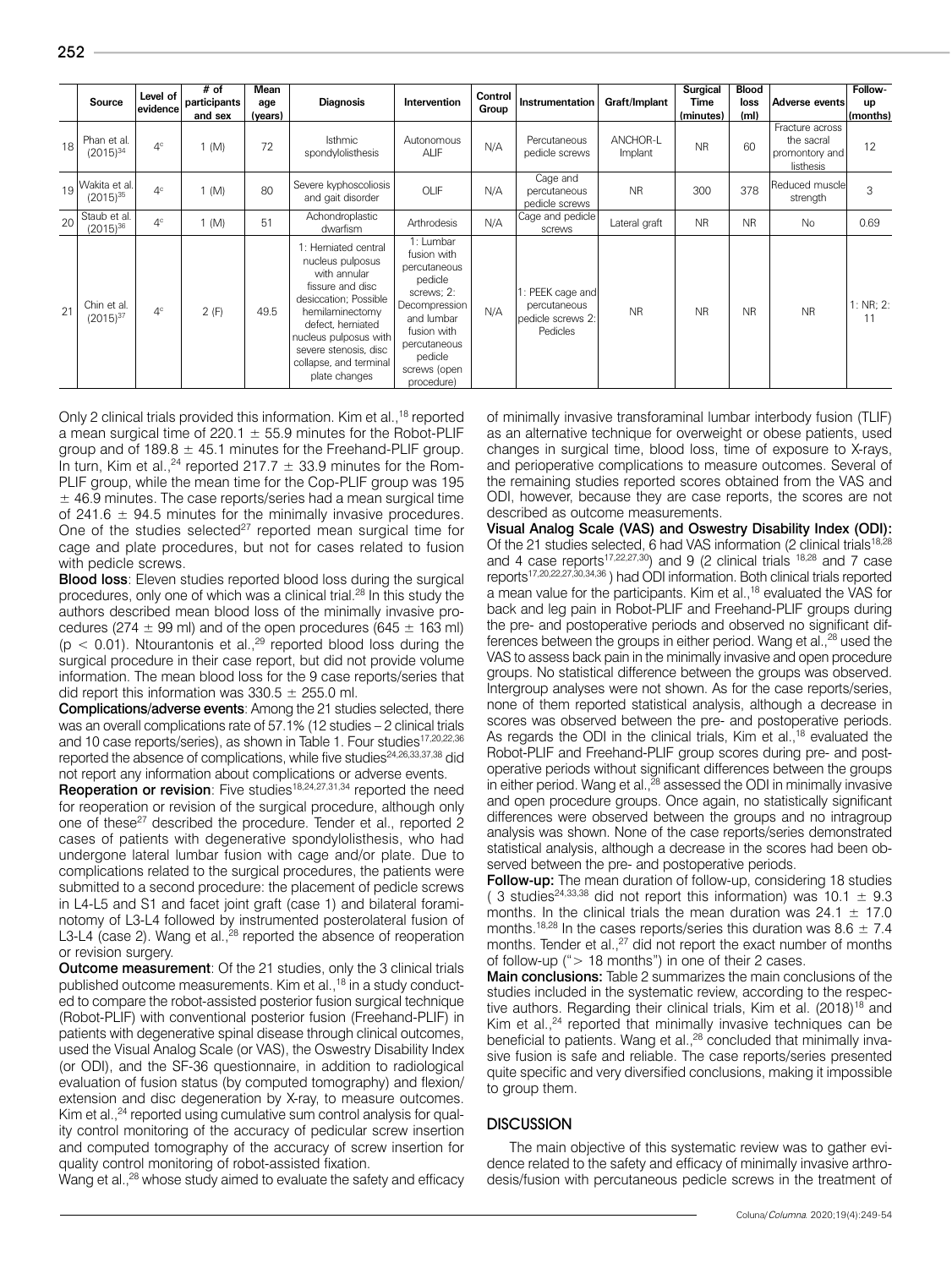| | Source | Level of evidence | # of participants and sex | Mean age (years) | Diagnosis | Intervention | Control Group | Instrumentation | Graft/Implant | Surgical Time (minutes) | Blood loss (ml) | Adverse events | Follow-up (months) |
|---|---|---|---|---|---|---|---|---|---|---|---|---|---|
| 18 | Phan et al. (2015)[34] | 4[c] | 1 (M) | 72 | Isthmic spondylolisthesis | Autonomous ALIF | N/A | Percutaneous pedicle screws | ANCHOR-L Implant | NR | 60 | Fracture across the sacral promontory and listhesis | 12 |
| 19 | Wakita et al. (2015)[35] | 4[c] | 1 (M) | 80 | Severe kyphoscoliosis and gait disorder | OLIF | N/A | Cage and percutaneous pedicle screws | NR | 300 | 378 | Reduced muscle strength | 3 |
| 20 | Staub et al. (2015)[36] | 4[c] | 1 (M) | 51 | Achondroplastic dwarfism | Arthrodesis | N/A | Cage and pedicle screws | Lateral graft | NR | NR | No | 0.69 |
| 21 | Chin et al. (2015)[37] | 4[c] | 2 (F) | 49.5 | 1: Herniated central nucleus pulposus with annular fissure and disc desiccation; Possible hemilaminectomy defect, herniated nucleus pulposus with severe stenosis, disc collapse, and terminal plate changes | 1: Lumbar fusion with percutaneous pedicle screws; 2: Decompression and lumbar fusion with percutaneous pedicle screws (open procedure) | N/A | 1: PEEK cage and percutaneous pedicle screws 2: Pedicles | NR | NR | NR | NR | 1: NR; 2: 11 |

Only 2 clinical trials provided this information. Kim et al.,[18] reported a mean surgical time of 220.1 ± 55.9 minutes for the Robot-PLIF group and of 189.8 ± 45.1 minutes for the Freehand-PLIF group. In turn, Kim et al.,[24] reported 217.7 ± 33.9 minutes for the Rom-PLIF group, while the mean time for the Cop-PLIF group was 195 ± 46.9 minutes. The case reports/series had a mean surgical time of 241.6 ± 94.5 minutes for the minimally invasive procedures. One of the studies selected[27] reported mean surgical time for cage and plate procedures, but not for cases related to fusion with pedicle screws.

**Blood loss**: Eleven studies reported blood loss during the surgical procedures, only one of which was a clinical trial.[28] In this study the authors described mean blood loss of the minimally invasive procedures (274 ± 99 ml) and of the open procedures (645 ± 163 ml) ($p < 0.01$). Ntourantonis et al.,[29] reported blood loss during the surgical procedure in their case report, but did not provide volume information. The mean blood loss for the 9 case reports/series that did report this information was 330.5 ± 255.0 ml.

**Complications/adverse events**: Among the 21 studies selected, there was an overall complications rate of 57.1% (12 studies – 2 clinical trials and 10 case reports/series), as shown in Table 1. Four studies[17,20,22,36] reported the absence of complications, while five studies[24,26,33,37,38] did not report any information about complications or adverse events.

**Reoperation or revision**: Five studies[18,24,27,31,34] reported the need for reoperation or revision of the surgical procedure, although only one of these[27] described the procedure. Tender et al., reported 2 cases of patients with degenerative spondylolisthesis, who had undergone lateral lumbar fusion with cage and/or plate. Due to complications related to the surgical procedures, the patients were submitted to a second procedure: the placement of pedicle screws in L4-L5 and S1 and facet joint graft (case 1) and bilateral foraminotomy of L3-L4 followed by instrumented posterolateral fusion of L3-L4 (case 2). Wang et al.,[28] reported the absence of reoperation or revision surgery.

**Outcome measurement**: Of the 21 studies, only the 3 clinical trials published outcome measurements. Kim et al.,[18] in a study conducted to compare the robot-assisted posterior fusion surgical technique (Robot-PLIF) with conventional posterior fusion (Freehand-PLIF) in patients with degenerative spinal disease through clinical outcomes, used the Visual Analog Scale (or VAS), the Oswestry Disability Index (or ODI), and the SF-36 questionnaire, in addition to radiological evaluation of fusion status (by computed tomography) and flexion/extension and disc degeneration by X-ray, to measure outcomes. Kim et al.,[24] reported using cumulative sum control analysis for quality control monitoring of the accuracy of pedicular screw insertion and computed tomography of the accuracy of screw insertion for quality control monitoring of robot-assisted fixation.

Wang et al.,[28] whose study aimed to evaluate the safety and efficacy of minimally invasive transforaminal lumbar interbody fusion (TLIF) as an alternative technique for overweight or obese patients, used changes in surgical time, blood loss, time of exposure to X-rays, and perioperative complications to measure outcomes. Several of the remaining studies reported scores obtained from the VAS and ODI, however, because they are case reports, the scores are not described as outcome measurements.

**Visual Analog Scale (VAS) and Oswestry Disability Index (ODI):** Of the 21 studies selected, 6 had VAS information (2 clinical trials[18,28] and 4 case reports[17,22,27,30]) and 9 (2 clinical trials [18,28] and 7 case reports[17,20,22,27,30,34,36]) had ODI information. Both clinical trials reported a mean value for the participants. Kim et al.,[18] evaluated the VAS for back and leg pain in Robot-PLIF and Freehand-PLIF groups during the pre- and postoperative periods and observed no significant differences between the groups in either period. Wang et al.,[28] used the VAS to assess back pain in the minimally invasive and open procedure groups. No statistical difference between the groups was observed. Intergroup analyses were not shown. As for the case reports/series, none of them reported statistical analysis, although a decrease in scores was observed between the pre- and postoperative periods. As regards the ODI in the clinical trials, Kim et al.,[18] evaluated the Robot-PLIF and Freehand-PLIF group scores during pre- and postoperative periods without significant differences between the groups in either period. Wang et al.,[28] assessed the ODI in minimally invasive and open procedure groups. Once again, no statistically significant differences were observed between the groups and no intragroup analysis was shown. None of the case reports/series demonstrated statistical analysis, although a decrease in the scores had been observed between the pre- and postoperative periods.

**Follow-up:** The mean duration of follow-up, considering 18 studies ( 3 studies[24,33,38] did not report this information) was 10.1 ± 9.3 months. In the clinical trials the mean duration was 24.1 ± 17.0 months.[18,28] In the cases reports/series this duration was 8.6 ± 7.4 months. Tender et al.,[27] did not report the exact number of months of follow-up ("> 18 months") in one of their 2 cases.

**Main conclusions:** Table 2 summarizes the main conclusions of the studies included in the systematic review, according to the respective authors. Regarding their clinical trials, Kim et al. (2018)[18] and Kim et al.,[24] reported that minimally invasive techniques can be beneficial to patients. Wang et al.,[28] concluded that minimally invasive fusion is safe and reliable. The case reports/series presented quite specific and very diversified conclusions, making it impossible to group them.

## DISCUSSION

The main objective of this systematic review was to gather evidence related to the safety and efficacy of minimally invasive arthrodesis/fusion with percutaneous pedicle screws in the treatment of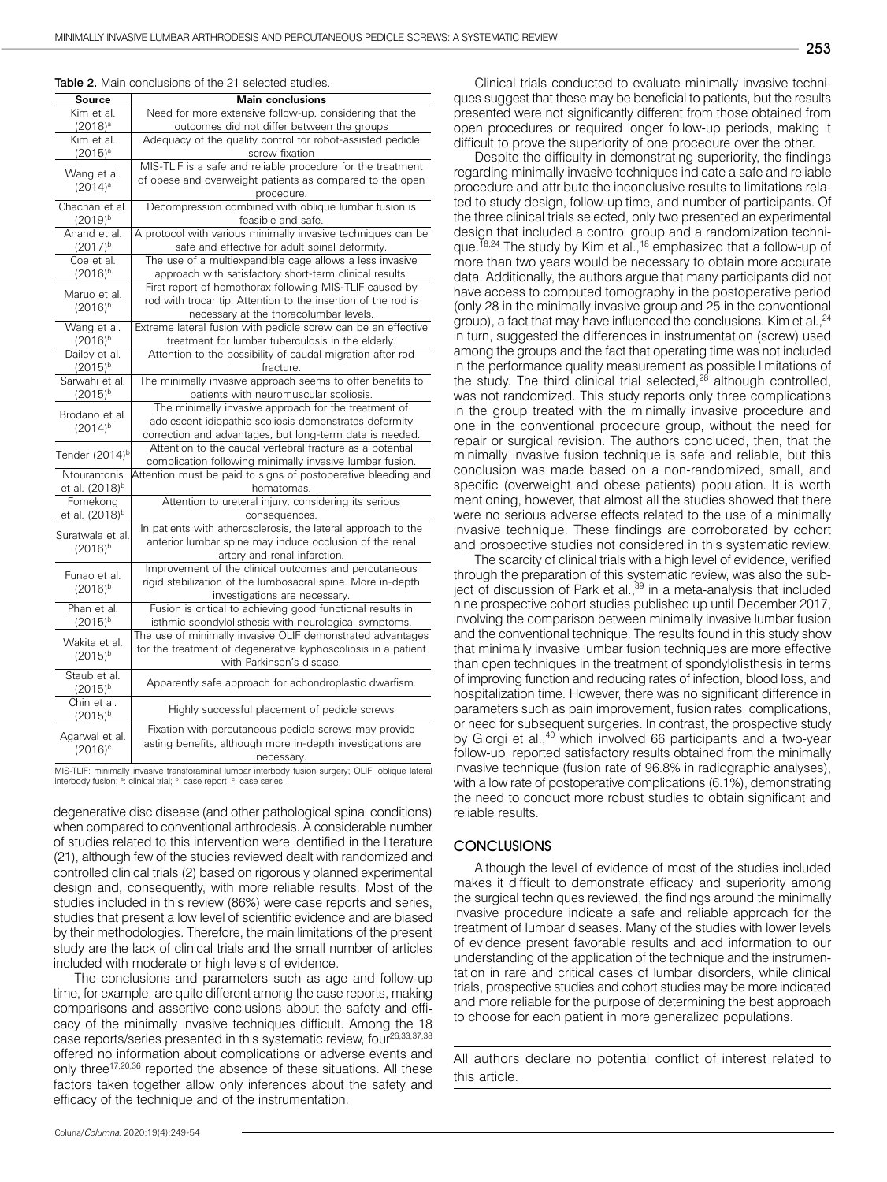**Table 2.** Main conclusions of the 21 selected studies.

| Source | Main conclusions |
| --- | --- |
| Kim et al. (2018)[a] | Need for more extensive follow-up, considering that the outcomes did not differ between the groups |
| Kim et al. (2015)[a] | Adequacy of the quality control for robot-assisted pedicle screw fixation |
| Wang et al. (2014)[a] | MIS-TLIF is a safe and reliable procedure for the treatment of obese and overweight patients as compared to the open procedure. |
| Chachan et al. (2019)[b] | Decompression combined with oblique lumbar fusion is feasible and safe. |
| Anand et al. (2017)[b] | A protocol with various minimally invasive techniques can be safe and effective for adult spinal deformity. |
| Coe et al. (2016)[b] | The use of a multiexpandible cage allows a less invasive approach with satisfactory short-term clinical results. |
| Maruo et al. (2016)[b] | First report of hemothorax following MIS-TLIF caused by rod with trocar tip. Attention to the insertion of the rod is necessary at the thoracolumbar levels. |
| Wang et al. (2016)[b] | Extreme lateral fusion with pedicle screw can be an effective treatment for lumbar tuberculosis in the elderly. |
| Dailey et al. (2015)[b] | Attention to the possibility of caudal migration after rod fracture. |
| Sarwahi et al. (2015)[b] | The minimally invasive approach seems to offer benefits to patients with neuromuscular scoliosis. |
| Brodano et al. (2014)[b] | The minimally invasive approach for the treatment of adolescent idiopathic scoliosis demonstrates deformity correction and advantages, but long-term data is needed. |
| Tender (2014)[b] | Attention to the caudal vertebral fracture as a potential complication following minimally invasive lumbar fusion. |
| Ntourantonis et al. (2018)[b] | Attention must be paid to signs of postoperative bleeding and hematomas. |
| Fomekong et al. (2018)[b] | Attention to ureteral injury, considering its serious consequences. |
| Suratwala et al. (2016)[b] | In patients with atherosclerosis, the lateral approach to the anterior lumbar spine may induce occlusion of the renal artery and renal infarction. |
| Funao et al. (2016)[b] | Improvement of the clinical outcomes and percutaneous rigid stabilization of the lumbosacral spine. More in-depth investigations are necessary. |
| Phan et al. (2015)[b] | Fusion is critical to achieving good functional results in isthmic spondylolisthesis with neurological symptoms. |
| Wakita et al. (2015)[b] | The use of minimally invasive OLIF demonstrated advantages for the treatment of degenerative kyphoscoliosis in a patient with Parkinson's disease. |
| Staub et al. (2015)[b] | Apparently safe approach for achondroplastic dwarfism. |
| Chin et al. (2015)[b] | Highly successful placement of pedicle screws |
| Agarwal et al. (2016)[c] | Fixation with percutaneous pedicle screws may provide lasting benefits, although more in-depth investigations are necessary. |

MIS-TLIF: minimally invasive transforaminal lumbar interbody fusion surgery; OLIF: oblique lateral interbody fusion; [a]: clinical trial; [b]: case report; [c]: case series.

degenerative disc disease (and other pathological spinal conditions) when compared to conventional arthrodesis. A considerable number of studies related to this intervention were identified in the literature (21), although few of the studies reviewed dealt with randomized and controlled clinical trials (2) based on rigorously planned experimental design and, consequently, with more reliable results. Most of the studies included in this review (86%) were case reports and series, studies that present a low level of scientific evidence and are biased by their methodologies. Therefore, the main limitations of the present study are the lack of clinical trials and the small number of articles included with moderate or high levels of evidence.

The conclusions and parameters such as age and follow-up time, for example, are quite different among the case reports, making comparisons and assertive conclusions about the safety and efficacy of the minimally invasive techniques difficult. Among the 18 case reports/series presented in this systematic review, four[26,33,37,38] offered no information about complications or adverse events and only three[17,20,36] reported the absence of these situations. All these factors taken together allow only inferences about the safety and efficacy of the technique and of the instrumentation.

Clinical trials conducted to evaluate minimally invasive techniques suggest that these may be beneficial to patients, but the results presented were not significantly different from those obtained from open procedures or required longer follow-up periods, making it difficult to prove the superiority of one procedure over the other.

Despite the difficulty in demonstrating superiority, the findings regarding minimally invasive techniques indicate a safe and reliable procedure and attribute the inconclusive results to limitations related to study design, follow-up time, and number of participants. Of the three clinical trials selected, only two presented an experimental design that included a control group and a randomization technique.[18,24] The study by Kim et al.,[18] emphasized that a follow-up of more than two years would be necessary to obtain more accurate data. Additionally, the authors argue that many participants did not have access to computed tomography in the postoperative period (only 28 in the minimally invasive group and 25 in the conventional group), a fact that may have influenced the conclusions. Kim et al.,[24] in turn, suggested the differences in instrumentation (screw) used among the groups and the fact that operating time was not included in the performance quality measurement as possible limitations of the study. The third clinical trial selected,[28] although controlled, was not randomized. This study reports only three complications in the group treated with the minimally invasive procedure and one in the conventional procedure group, without the need for repair or surgical revision. The authors concluded, then, that the minimally invasive fusion technique is safe and reliable, but this conclusion was made based on a non-randomized, small, and specific (overweight and obese patients) population. It is worth mentioning, however, that almost all the studies showed that there were no serious adverse effects related to the use of a minimally invasive technique. These findings are corroborated by cohort and prospective studies not considered in this systematic review.

The scarcity of clinical trials with a high level of evidence, verified through the preparation of this systematic review, was also the subject of discussion of Park et al.,[39] in a meta-analysis that included nine prospective cohort studies published up until December 2017, involving the comparison between minimally invasive lumbar fusion and the conventional technique. The results found in this study show that minimally invasive lumbar fusion techniques are more effective than open techniques in the treatment of spondylolisthesis in terms of improving function and reducing rates of infection, blood loss, and hospitalization time. However, there was no significant difference in parameters such as pain improvement, fusion rates, complications, or need for subsequent surgeries. In contrast, the prospective study by Giorgi et al.,[40] which involved 66 participants and a two-year follow-up, reported satisfactory results obtained from the minimally invasive technique (fusion rate of 96.8% in radiographic analyses), with a low rate of postoperative complications (6.1%), demonstrating the need to conduct more robust studies to obtain significant and reliable results.

## CONCLUSIONS

Although the level of evidence of most of the studies included makes it difficult to demonstrate efficacy and superiority among the surgical techniques reviewed, the findings around the minimally invasive procedure indicate a safe and reliable approach for the treatment of lumbar diseases. Many of the studies with lower levels of evidence present favorable results and add information to our understanding of the application of the technique and the instrumentation in rare and critical cases of lumbar disorders, while clinical trials, prospective studies and cohort studies may be more indicated and more reliable for the purpose of determining the best approach to choose for each patient in more generalized populations.

All authors declare no potential conflict of interest related to this article.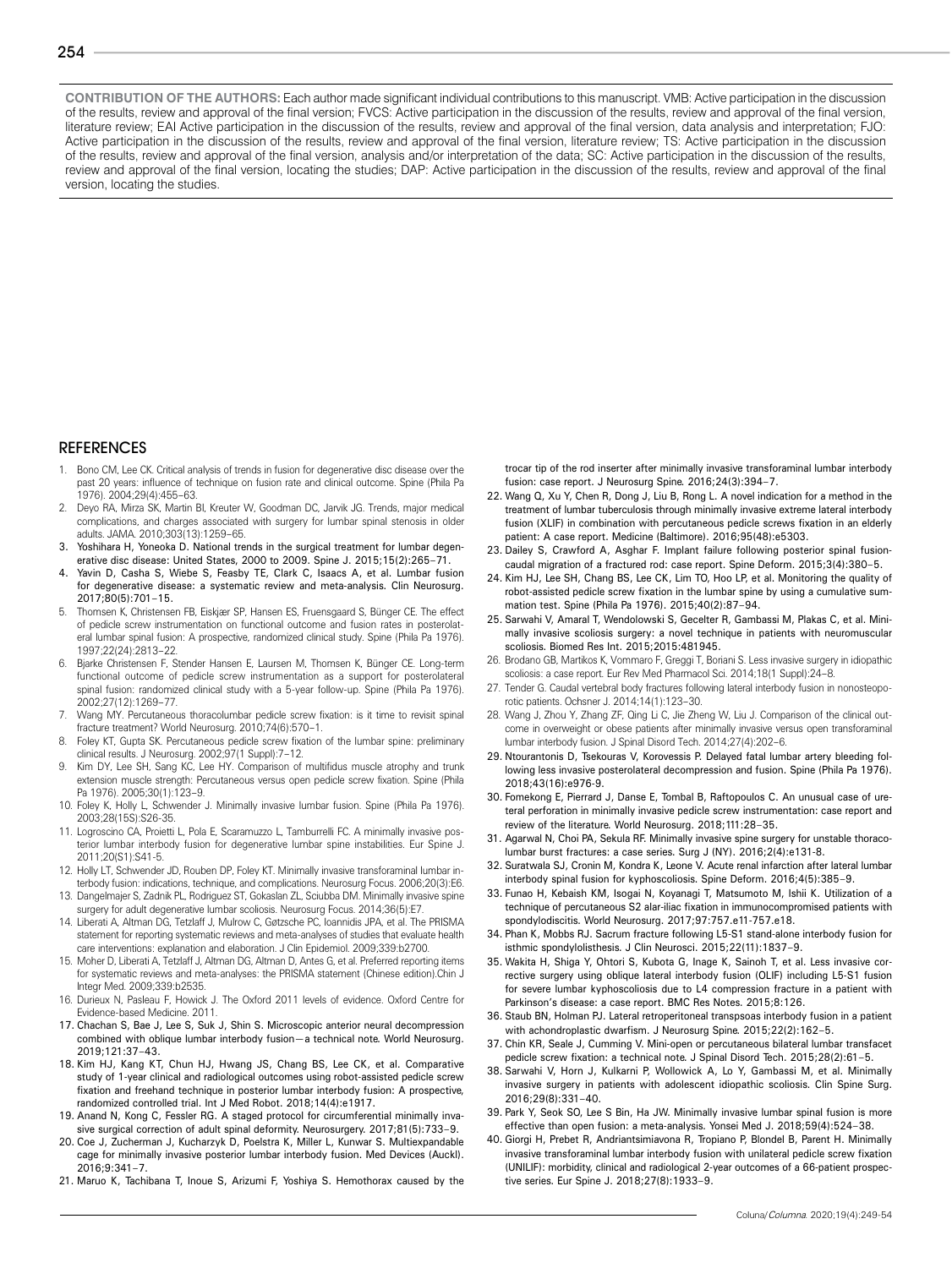**CONTRIBUTION OF THE AUTHORS:** Each author made significant individual contributions to this manuscript. VMB: Active participation in the discussion of the results, review and approval of the final version; FVCS: Active participation in the discussion of the results, review and approval of the final version, literature review; EAI Active participation in the discussion of the results, review and approval of the final version, data analysis and interpretation; FJO: Active participation in the discussion of the results, review and approval of the final version, literature review; TS: Active participation in the discussion of the results, review and approval of the final version, analysis and/or interpretation of the data; SC: Active participation in the discussion of the results, review and approval of the final version, locating the studies; DAP: Active participation in the discussion of the results, review and approval of the final version, locating the studies.

## REFERENCES

1. Bono CM, Lee CK. Critical analysis of trends in fusion for degenerative disc disease over the past 20 years: influence of technique on fusion rate and clinical outcome. Spine (Phila Pa 1976). 2004;29(4):455–63.
2. Deyo RA, Mirza SK, Martin BI, Kreuter W, Goodman DC, Jarvik JG. Trends, major medical complications, and charges associated with surgery for lumbar spinal stenosis in older adults. JAMA. 2010;303(13):1259–65.
3. Yoshihara H, Yoneoka D. National trends in the surgical treatment for lumbar degenerative disc disease: United States, 2000 to 2009. Spine J. 2015;15(2):265–71.
4. Yavin D, Casha S, Wiebe S, Feasby TE, Clark C, Isaacs A, et al. Lumbar fusion for degenerative disease: a systematic review and meta-analysis. Clin Neurosurg. 2017;80(5):701–15.
5. Thomsen K, Christensen FB, Eiskjær SP, Hansen ES, Fruensgaard S, Bünger CE. The effect of pedicle screw instrumentation on functional outcome and fusion rates in posterolateral lumbar spinal fusion: A prospective, randomized clinical study. Spine (Phila Pa 1976). 1997;22(24):2813–22.
6. Bjarke Christensen F, Stender Hansen E, Laursen M, Thomsen K, Bünger CE. Long-term functional outcome of pedicle screw instrumentation as a support for posterolateral spinal fusion: randomized clinical study with a 5-year follow-up. Spine (Phila Pa 1976). 2002;27(12):1269–77.
7. Wang MY. Percutaneous thoracolumbar pedicle screw fixation: is it time to revisit spinal fracture treatment? World Neurosurg. 2010;74(6):570–1.
8. Foley KT, Gupta SK. Percutaneous pedicle screw fixation of the lumbar spine: preliminary clinical results. J Neurosurg. 2002;97(1 Suppl):7–12.
9. Kim DY, Lee SH, Sang KC, Lee HY. Comparison of multifidus muscle atrophy and trunk extension muscle strength: Percutaneous versus open pedicle screw fixation. Spine (Phila Pa 1976). 2005;30(1):123–9.
10. Foley K, Holly L, Schwender J. Minimally invasive lumbar fusion. Spine (Phila Pa 1976). 2003;28(15S):S26-35.
11. Logroscino CA, Proietti L, Pola E, Scaramuzzo L, Tamburrelli FC. A minimally invasive posterior lumbar interbody fusion for degenerative lumbar spine instabilities. Eur Spine J. 2011;20(S1):S41-5.
12. Holly LT, Schwender JD, Rouben DP, Foley KT. Minimally invasive transforaminal lumbar interbody fusion: indications, technique, and complications. Neurosurg Focus. 2006;20(3):E6.
13. Dangelmajer S, Zadnik PL, Rodriguez ST, Gokaslan ZL, Sciubba DM. Minimally invasive spine surgery for adult degenerative lumbar scoliosis. Neurosurg Focus. 2014;36(5):E7.
14. Liberati A, Altman DG, Tetzlaff J, Mulrow C, Gøtzsche PC, Ioannidis JPA, et al. The PRISMA statement for reporting systematic reviews and meta-analyses of studies that evaluate health care interventions: explanation and elaboration. J Clin Epidemiol. 2009;339:b2700.
15. Moher D, Liberati A, Tetzlaff J, Altman DG, Altman D, Antes G, et al. Preferred reporting items for systematic reviews and meta-analyses: the PRISMA statement (Chinese edition).Chin J Integr Med. 2009;339:b2535.
16. Durieux N, Pasleau F, Howick J. The Oxford 2011 levels of evidence. Oxford Centre for Evidence-based Medicine. 2011.
17. Chachan S, Bae J, Lee S, Suk J, Shin S. Microscopic anterior neural decompression combined with oblique lumbar interbody fusion—a technical note. World Neurosurg. 2019;121:37–43.
18. Kim HJ, Kang KT, Chun HJ, Hwang JS, Chang BS, Lee CK, et al. Comparative study of 1-year clinical and radiological outcomes using robot-assisted pedicle screw fixation and freehand technique in posterior lumbar interbody fusion: A prospective, randomized controlled trial. Int J Med Robot. 2018;14(4):e1917.
19. Anand N, Kong C, Fessler RG. A staged protocol for circumferential minimally invasive surgical correction of adult spinal deformity. Neurosurgery. 2017;81(5):733–9.
20. Coe J, Zucherman J, Kucharzyk D, Poelstra K, Miller L, Kunwar S. Multiexpandable cage for minimally invasive posterior lumbar interbody fusion. Med Devices (Auckl). 2016;9:341–7.
21. Maruo K, Tachibana T, Inoue S, Arizumi F, Yoshiya S. Hemothorax caused by the trocar tip of the rod inserter after minimally invasive transforaminal lumbar interbody fusion: case report. J Neurosurg Spine. 2016;24(3):394–7.
22. Wang Q, Xu Y, Chen R, Dong J, Liu B, Rong L. A novel indication for a method in the treatment of lumbar tuberculosis through minimally invasive extreme lateral interbody fusion (XLIF) in combination with percutaneous pedicle screws fixation in an elderly patient: A case report. Medicine (Baltimore). 2016;95(48):e5303.
23. Dailey S, Crawford A, Asghar F. Implant failure following posterior spinal fusion-caudal migration of a fractured rod: case report. Spine Deform. 2015;3(4):380–5.
24. Kim HJ, Lee SH, Chang BS, Lee CK, Lim TO, Hoo LP, et al. Monitoring the quality of robot-assisted pedicle screw fixation in the lumbar spine by using a cumulative summation test. Spine (Phila Pa 1976). 2015;40(2):87–94.
25. Sarwahi V, Amaral T, Wendolowski S, Gecelter R, Gambassi M, Plakas C, et al. Minimally invasive scoliosis surgery: a novel technique in patients with neuromuscular scoliosis. Biomed Res Int. 2015;2015:481945.
26. Brodano GB, Martikos K, Vommaro F, Greggi T, Boriani S. Less invasive surgery in idiopathic scoliosis: a case report. Eur Rev Med Pharmacol Sci. 2014;18(1 Suppl):24–8.
27. Tender G. Caudal vertebral body fractures following lateral interbody fusion in nonosteoporotic patients. Ochsner J. 2014;14(1):123–30.
28. Wang J, Zhou Y, Zhang ZF, Qing Li C, Jie Zheng W, Liu J. Comparison of the clinical outcome in overweight or obese patients after minimally invasive versus open transforaminal lumbar interbody fusion. J Spinal Disord Tech. 2014;27(4):202–6.
29. Ntourantonis D, Tsekouras V, Korovessis P. Delayed fatal lumbar artery bleeding following less invasive posterolateral decompression and fusion. Spine (Phila Pa 1976). 2018;43(16):e976-9.
30. Fomekong E, Pierrard J, Danse E, Tombal B, Raftopoulos C. An unusual case of ureteral perforation in minimally invasive pedicle screw instrumentation: case report and review of the literature. World Neurosurg. 2018;111:28–35.
31. Agarwal N, Choi PA, Sekula RF. Minimally invasive spine surgery for unstable thoracolumbar burst fractures: a case series. Surg J (NY). 2016;2(4):e131-8.
32. Suratwala SJ, Cronin M, Kondra K, Leone V. Acute renal infarction after lateral lumbar interbody spinal fusion for kyphoscoliosis. Spine Deform. 2016;4(5):385–9.
33. Funao H, Kebaish KM, Isogai N, Koyanagi T, Matsumoto M, Ishii K. Utilization of a technique of percutaneous S2 alar-iliac fixation in immunocompromised patients with spondylodiscitis. World Neurosurg. 2017;97:757.e11-757.e18.
34. Phan K, Mobbs RJ. Sacrum fracture following L5-S1 stand-alone interbody fusion for isthmic spondylolisthesis. J Clin Neurosci. 2015;22(11):1837–9.
35. Wakita H, Shiga Y, Ohtori S, Kubota G, Inage K, Sainoh T, et al. Less invasive corrective surgery using oblique lateral interbody fusion (OLIF) including L5-S1 fusion for severe lumbar kyphoscoliosis due to L4 compression fracture in a patient with Parkinson's disease: a case report. BMC Res Notes. 2015;8:126.
36. Staub BN, Holman PJ. Lateral retroperitoneal transpsoas interbody fusion in a patient with achondroplastic dwarfism. J Neurosurg Spine. 2015;22(2):162–5.
37. Chin KR, Seale J, Cumming V. Mini-open or percutaneous bilateral lumbar transfacet pedicle screw fixation: a technical note. J Spinal Disord Tech. 2015;28(2):61–5.
38. Sarwahi V, Horn J, Kulkarni P, Wollowick A, Lo Y, Gambassi M, et al. Minimally invasive surgery in patients with adolescent idiopathic scoliosis. Clin Spine Surg. 2016;29(8):331–40.
39. Park Y, Seok SO, Lee S Bin, Ha JW. Minimally invasive lumbar spinal fusion is more effective than open fusion: a meta-analysis. Yonsei Med J. 2018;59(4):524–38.
40. Giorgi H, Prebet R, Andriantsimiavona R, Tropiano P, Blondel B, Parent H. Minimally invasive transforaminal lumbar interbody fusion with unilateral pedicle screw fixation (UNILIF): morbidity, clinical and radiological 2-year outcomes of a 66-patient prospective series. Eur Spine J. 2018;27(8):1933–9.